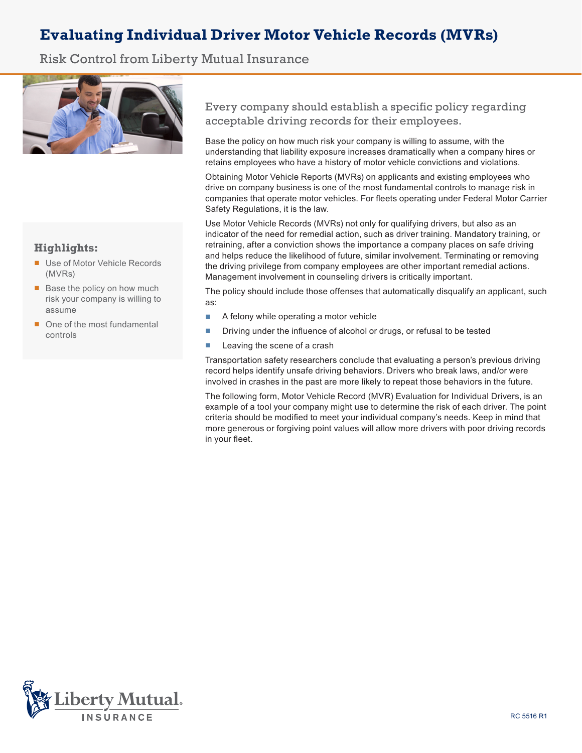# Evaluating Individual Driver Motor Vehicle Records (MVRs)

Risk Control from Liberty Mutual Insurance

### Highlights:

- Use of Motor Vehicle Records (MVRs)
- Base the policy on how much risk your company is willing to assume
- One of the most fundamental controls

## Every company should establish a specific policy regarding acceptable driving records for their employees.

Base the policy on how much risk your company is willing to assume, with the understanding that liability exposure increases dramatically when a company hires or retains employees who have a history of motor vehicle convictions and violations.

Obtaining Motor Vehicle Reports (MVRs) on applicants and existing employees who drive on company business is one of the most fundamental controls to manage risk in companies that operate motor vehicles. For fleets operating under Federal Motor Carrier Safety Regulations, it is the law.

Use Motor Vehicle Records (MVRs) not only for qualifying drivers, but also as an indicator of the need for remedial action, such as driver training. Mandatory training, or retraining, after a conviction shows the importance a company places on safe driving and helps reduce the likelihood of future, similar involvement. Terminating or removing the driving privilege from company employees are other important remedial actions. Management involvement in counseling drivers is critically important.

The policy should include those offenses that automatically disqualify an applicant, such as:

- A felony while operating a motor vehicle
- Driving under the influence of alcohol or drugs, or refusal to be tested
- Leaving the scene of a crash

Transportation safety researchers conclude that evaluating a person's previous driving record helps identify unsafe driving behaviors. Drivers who break laws, and/or were involved in crashes in the past are more likely to repeat those behaviors in the future.

The following form, Motor Vehicle Record (MVR) Evaluation for Individual Drivers, is an example of a tool your company might use to determine the risk of each driver. The point criteria should be modified to meet your individual company's needs. Keep in mind that more generous or forgiving point values will allow more drivers with poor driving records in your fleet.

RC 5516 R1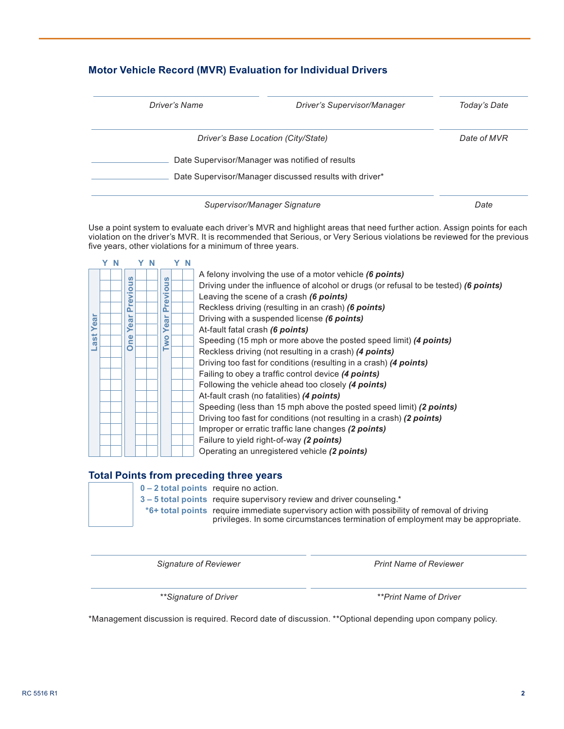## Motor Vehicle Record (MVR) Evaluation for Individual Drivers

| | | |
|---|---|---|
| *Driver's Name* | *Driver's Supervisor/Manager* | *Today's Date* |
| *Driver's Base Location (City/State)* | | *Date of MVR* |

\_\_\_\_\_\_\_\_\_\_\_\_ Date Supervisor/Manager was notified of results

\_\_\_\_\_\_\_\_\_\_\_\_ Date Supervisor/Manager discussed results with driver*

| | |
|---|---|
| *Supervisor/Manager Signature* | *Date* |

Use a point system to evaluate each driver's MVR and highlight areas that need further action. Assign points for each violation on the driver's MVR. It is recommended that Serious, or Very Serious violations be reviewed for the previous five years, other violations for a minimum of three years.

| Last Year Y | Last Year N | One Year Previous Y | One Year Previous N | Two Year Previous Y | Two Year Previous N | Violation |
|---|---|---|---|---|---|---|
| | | | | | | A felony involving the use of a motor vehicle ***(6 points)*** |
| | | | | | | Driving under the influence of alcohol or drugs (or refusal to be tested) ***(6 points)*** |
| | | | | | | Leaving the scene of a crash ***(6 points)*** |
| | | | | | | Reckless driving (resulting in an crash) ***(6 points)*** |
| | | | | | | Driving with a suspended license ***(6 points)*** |
| | | | | | | At-fault fatal crash ***(6 points)*** |
| | | | | | | Speeding (15 mph or more above the posted speed limit) ***(4 points)*** |
| | | | | | | Reckless driving (not resulting in a crash) ***(4 points)*** |
| | | | | | | Driving too fast for conditions (resulting in a crash) ***(4 points)*** |
| | | | | | | Failing to obey a traffic control device ***(4 points)*** |
| | | | | | | Following the vehicle ahead too closely ***(4 points)*** |
| | | | | | | At-fault crash (no fatalities) ***(4 points)*** |
| | | | | | | Speeding (less than 15 mph above the posted speed limit) ***(2 points)*** |
| | | | | | | Driving too fast for conditions (not resulting in a crash) ***(2 points)*** |
| | | | | | | Improper or erratic traffic lane changes ***(2 points)*** |
| | | | | | | Failure to yield right-of-way ***(2 points)*** |
| | | | | | | Operating an unregistered vehicle ***(2 points)*** |

### Total Points from preceding three years

**0 – 2 total points** require no action.

**3 – 5 total points** require supervisory review and driver counseling.*

***6+ total points** require immediate supervisory action with possibility of removal of driving privileges. In some circumstances termination of employment may be appropriate.

| | |
|---|---|
| *Signature of Reviewer* | *Print Name of Reviewer* |
| ***Signature of Driver* | ***Print Name of Driver* |

*Management discussion is required. Record date of discussion. **Optional depending upon company policy.

RC 5516 R1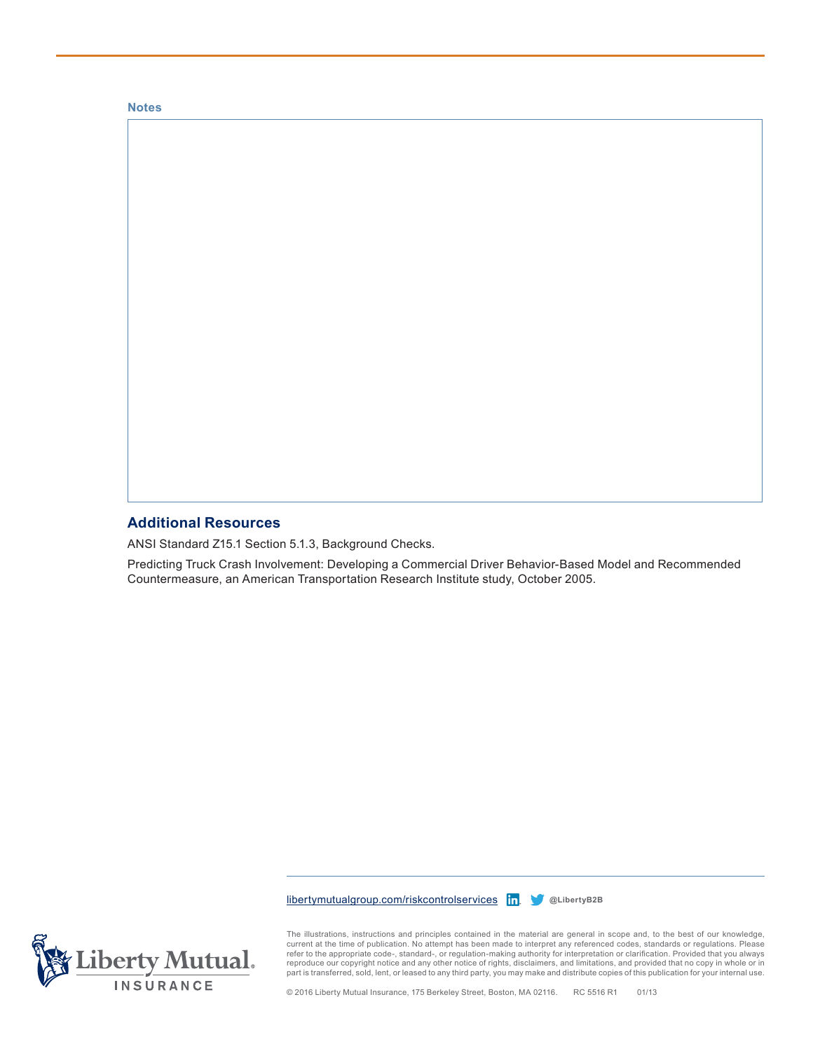**Notes**

## Additional Resources

ANSI Standard Z15.1 Section 5.1.3, Background Checks.

Predicting Truck Crash Involvement: Developing a Commercial Driver Behavior-Based Model and Recommended Countermeasure, an American Transportation Research Institute study, October 2005.

libertymutualgroup.com/riskcontrolservices @LibertyB2B

The illustrations, instructions and principles contained in the material are general in scope and, to the best of our knowledge, current at the time of publication. No attempt has been made to interpret any referenced codes, standards or regulations. Please refer to the appropriate code-, standard-, or regulation-making authority for interpretation or clarification. Provided that you always reproduce our copyright notice and any other notice of rights, disclaimers, and limitations, and provided that no copy in whole or in part is transferred, sold, lent, or leased to any third party, you may make and distribute copies of this publication for your internal use.

© 2016 Liberty Mutual Insurance, 175 Berkeley Street, Boston, MA 02116. RC 5516 R1 01/13